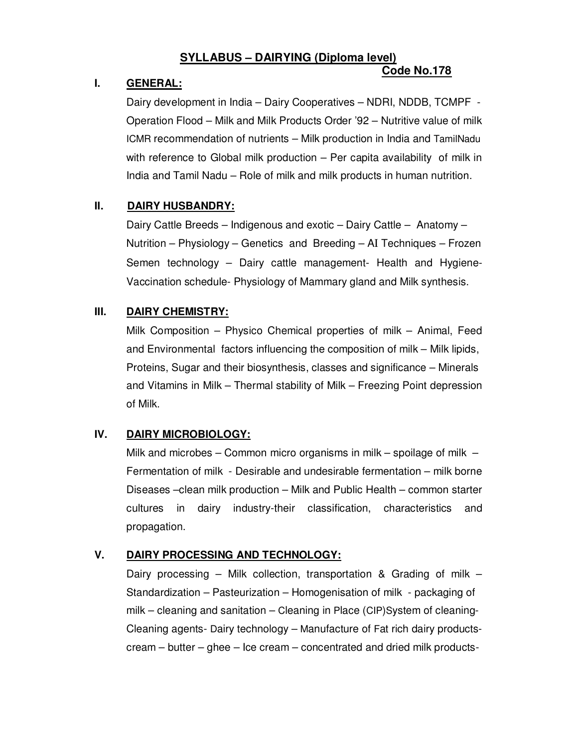# SYLLABUS – DAIRYING (Diploma level)

**Code No.178**

## I. GENERAL:

Dairy development in India – Dairy Cooperatives – NDRI, NDDB, TCMPF - Operation Flood – Milk and Milk Products Order '92 – Nutritive value of milk ICMR recommendation of nutrients – Milk production in India and TamilNadu with reference to Global milk production – Per capita availability of milk in India and Tamil Nadu – Role of milk and milk products in human nutrition.

## II. DAIRY HUSBANDRY:

Dairy Cattle Breeds – Indigenous and exotic – Dairy Cattle – Anatomy – Nutrition – Physiology – Genetics and Breeding – AI Techniques – Frozen Semen technology – Dairy cattle management- Health and Hygiene- Vaccination schedule- Physiology of Mammary gland and Milk synthesis.

## III. DAIRY CHEMISTRY:

Milk Composition – Physico Chemical properties of milk – Animal, Feed and Environmental factors influencing the composition of milk – Milk lipids, Proteins, Sugar and their biosynthesis, classes and significance – Minerals and Vitamins in Milk – Thermal stability of Milk – Freezing Point depression of Milk.

## IV. DAIRY MICROBIOLOGY:

Milk and microbes – Common micro organisms in milk – spoilage of milk – Fermentation of milk - Desirable and undesirable fermentation – milk borne Diseases –clean milk production – Milk and Public Health – common starter cultures in dairy industry-their classification, characteristics and propagation.

## V. DAIRY PROCESSING AND TECHNOLOGY:

Dairy processing – Milk collection, transportation & Grading of milk – Standardization – Pasteurization – Homogenisation of milk - packaging of milk – cleaning and sanitation – Cleaning in Place (CIP)System of cleaning- Cleaning agents- Dairy technology – Manufacture of Fat rich dairy products- cream – butter – ghee – Ice cream – concentrated and dried milk products-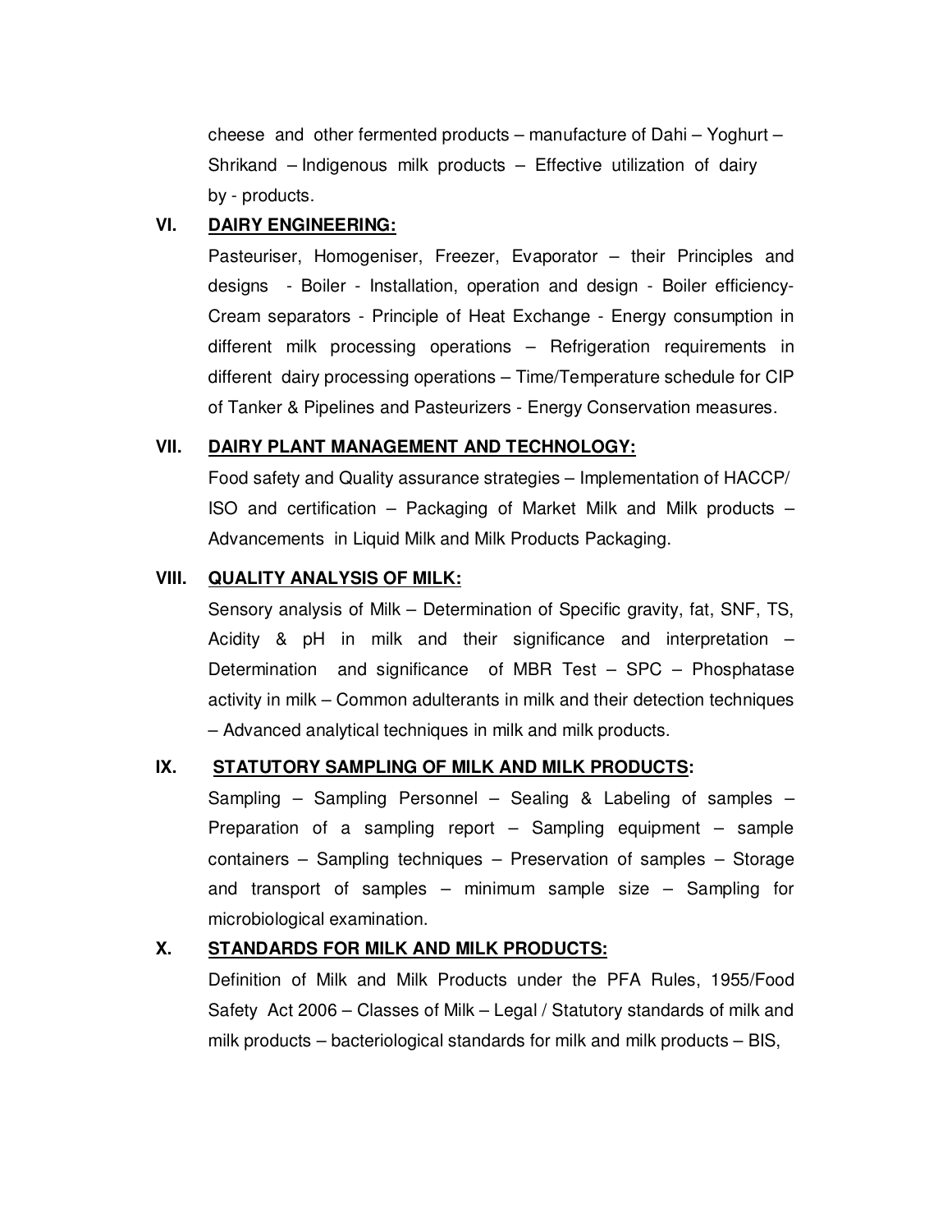cheese and other fermented products – manufacture of Dahi – Yoghurt – Shrikand – Indigenous milk products – Effective utilization of dairy by - products.

**VI. <u>DAIRY ENGINEERING:</u>**

Pasteuriser, Homogeniser, Freezer, Evaporator – their Principles and designs - Boiler - Installation, operation and design - Boiler efficiency- Cream separators - Principle of Heat Exchange - Energy consumption in different milk processing operations – Refrigeration requirements in different dairy processing operations – Time/Temperature schedule for CIP of Tanker & Pipelines and Pasteurizers - Energy Conservation measures.

**VII. <u>DAIRY PLANT MANAGEMENT AND TECHNOLOGY:</u>**

Food safety and Quality assurance strategies – Implementation of HACCP/ ISO and certification – Packaging of Market Milk and Milk products – Advancements in Liquid Milk and Milk Products Packaging.

**VIII. <u>QUALITY ANALYSIS OF MILK:</u>**

Sensory analysis of Milk – Determination of Specific gravity, fat, SNF, TS, Acidity & pH in milk and their significance and interpretation – Determination and significance of MBR Test – SPC – Phosphatase activity in milk – Common adulterants in milk and their detection techniques – Advanced analytical techniques in milk and milk products.

**IX. <u>STATUTORY SAMPLING OF MILK AND MILK PRODUCTS</u>:**

Sampling – Sampling Personnel – Sealing & Labeling of samples – Preparation of a sampling report – Sampling equipment – sample containers – Sampling techniques – Preservation of samples – Storage and transport of samples – minimum sample size – Sampling for microbiological examination.

**X. <u>STANDARDS FOR MILK AND MILK PRODUCTS:</u>**

Definition of Milk and Milk Products under the PFA Rules, 1955/Food Safety Act 2006 – Classes of Milk – Legal / Statutory standards of milk and milk products – bacteriological standards for milk and milk products – BIS,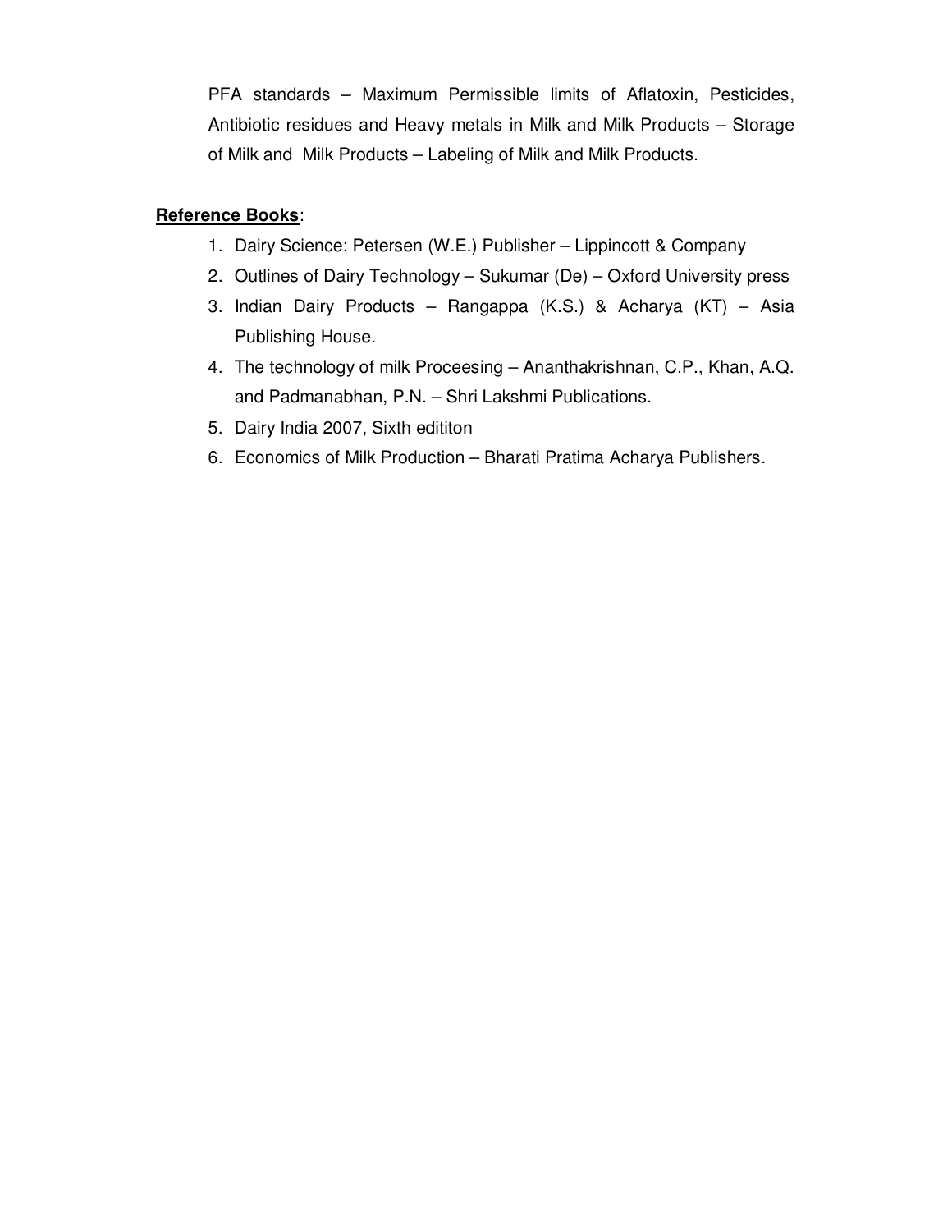PFA standards – Maximum Permissible limits of Aflatoxin, Pesticides, Antibiotic residues and Heavy metals in Milk and Milk Products – Storage of Milk and Milk Products – Labeling of Milk and Milk Products.

**Reference Books**:

1. Dairy Science: Petersen (W.E.) Publisher – Lippincott & Company
2. Outlines of Dairy Technology – Sukumar (De) – Oxford University press
3. Indian Dairy Products – Rangappa (K.S.) & Acharya (KT) – Asia Publishing House.
4. The technology of milk Proceesing – Ananthakrishnan, C.P., Khan, A.Q. and Padmanabhan, P.N. – Shri Lakshmi Publications.
5. Dairy India 2007, Sixth edititon
6. Economics of Milk Production – Bharati Pratima Acharya Publishers.